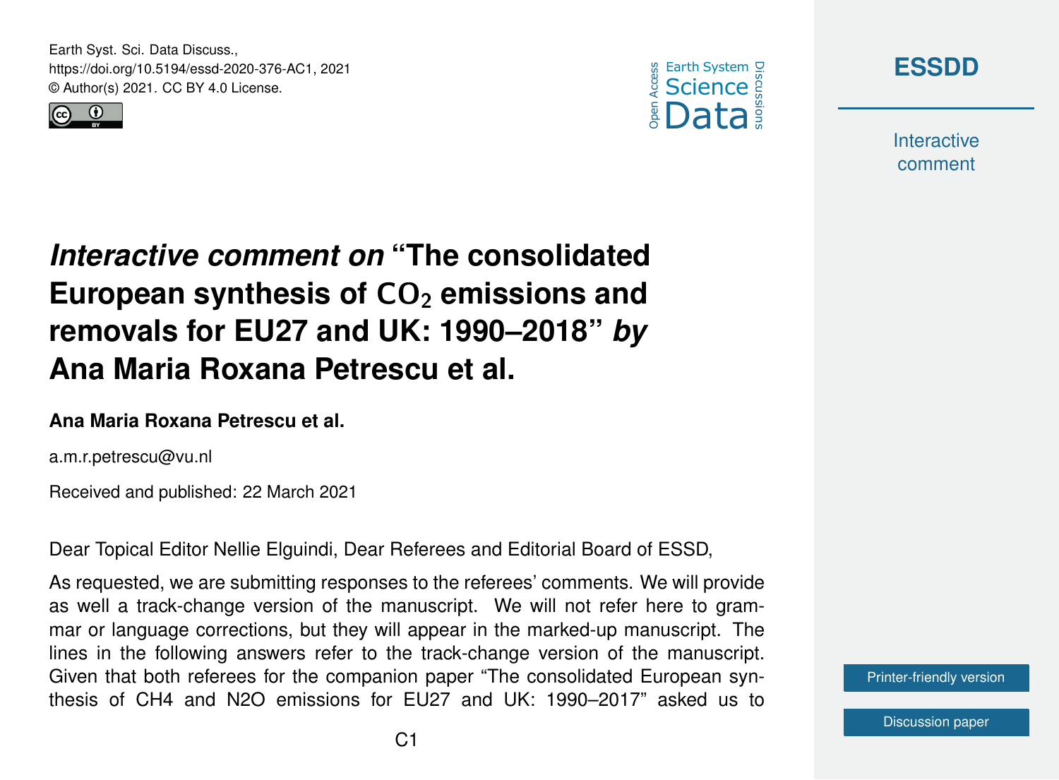# *Interactive comment on* "The consolidated European synthesis of $CO_2$ emissions and removals for EU27 and UK: 1990–2018" *by* Ana Maria Roxana Petrescu et al.

**Ana Maria Roxana Petrescu et al.**

a.m.r.petrescu@vu.nl

Received and published: 22 March 2021

Dear Topical Editor Nellie Elguindi, Dear Referees and Editorial Board of ESSD,

As requested, we are submitting responses to the referees' comments. We will provide as well a track-change version of the manuscript. We will not refer here to grammar or language corrections, but they will appear in the marked-up manuscript. The lines in the following answers refer to the track-change version of the manuscript. Given that both referees for the companion paper "The consolidated European synthesis of CH4 and N2O emissions for EU27 and UK: 1990–2017" asked us to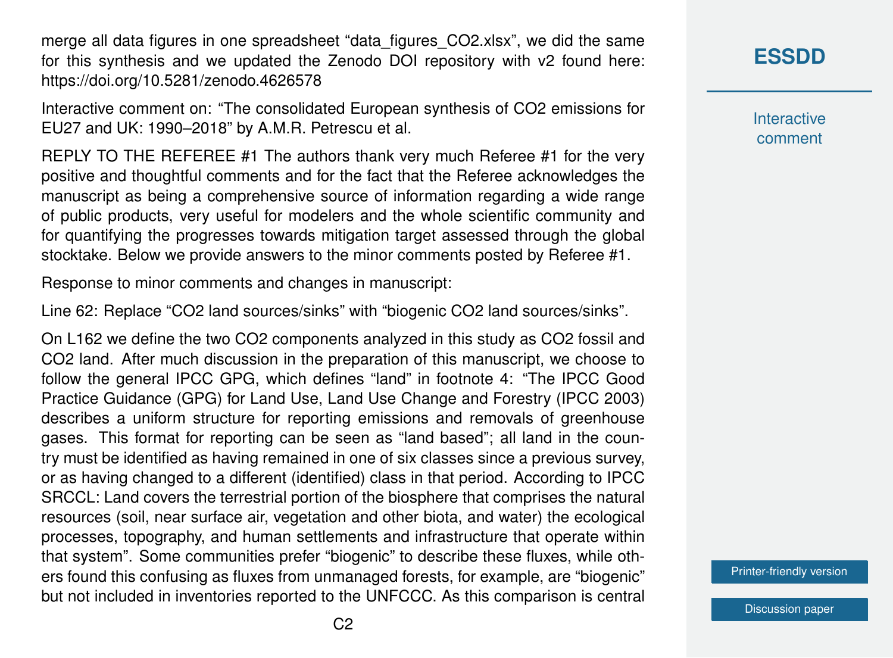merge all data figures in one spreadsheet "data_figures_CO2.xlsx", we did the same for this synthesis and we updated the Zenodo DOI repository with v2 found here: https://doi.org/10.5281/zenodo.4626578

Interactive comment on: "The consolidated European synthesis of $CO_2$ emissions for EU27 and UK: 1990–2018" by A.M.R. Petrescu et al.

REPLY TO THE REFEREE #1 The authors thank very much Referee #1 for the very positive and thoughtful comments and for the fact that the Referee acknowledges the manuscript as being a comprehensive source of information regarding a wide range of public products, very useful for modelers and the whole scientific community and for quantifying the progresses towards mitigation target assessed through the global stocktake. Below we provide answers to the minor comments posted by Referee #1.

Response to minor comments and changes in manuscript:

Line 62: Replace "$CO_2$ land sources/sinks" with "biogenic $CO_2$ land sources/sinks".

On L162 we define the two $CO_2$ components analyzed in this study as $CO_2$ fossil and $CO_2$ land. After much discussion in the preparation of this manuscript, we choose to follow the general IPCC GPG, which defines "land" in footnote 4: "The IPCC Good Practice Guidance (GPG) for Land Use, Land Use Change and Forestry (IPCC 2003) describes a uniform structure for reporting emissions and removals of greenhouse gases. This format for reporting can be seen as "land based"; all land in the country must be identified as having remained in one of six classes since a previous survey, or as having changed to a different (identified) class in that period. According to IPCC SRCCL: Land covers the terrestrial portion of the biosphere that comprises the natural resources (soil, near surface air, vegetation and other biota, and water) the ecological processes, topography, and human settlements and infrastructure that operate within that system". Some communities prefer "biogenic" to describe these fluxes, while others found this confusing as fluxes from unmanaged forests, for example, are "biogenic" but not included in inventories reported to the UNFCCC. As this comparison is central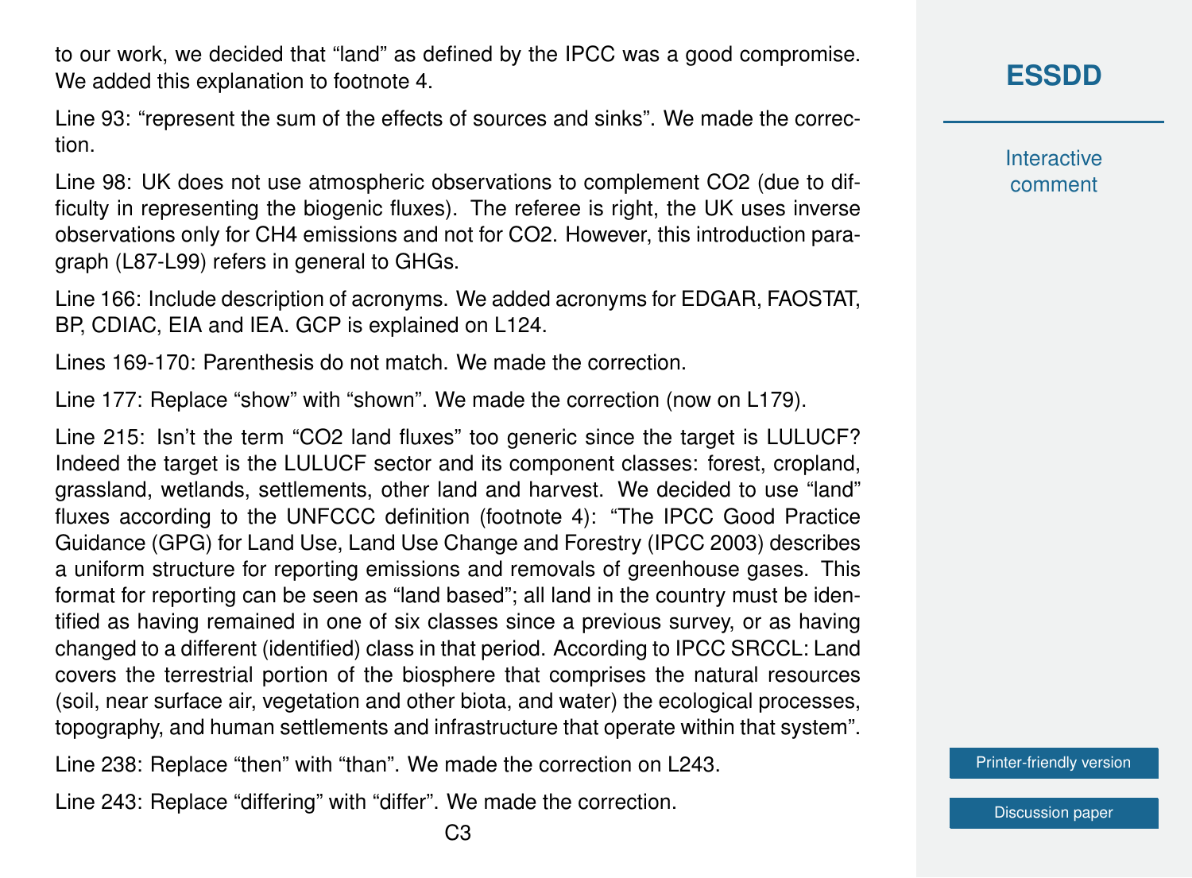to our work, we decided that "land" as defined by the IPCC was a good compromise. We added this explanation to footnote 4.

Line 93: "represent the sum of the effects of sources and sinks". We made the correction.

Line 98: UK does not use atmospheric observations to complement $CO_2$ (due to difficulty in representing the biogenic fluxes). The referee is right, the UK uses inverse observations only for $CH_4$ emissions and not for $CO_2$. However, this introduction paragraph (L87-L99) refers in general to GHGs.

Line 166: Include description of acronyms. We added acronyms for EDGAR, FAOSTAT, BP, CDIAC, EIA and IEA. GCP is explained on L124.

Lines 169-170: Parenthesis do not match. We made the correction.

Line 177: Replace "show" with "shown". We made the correction (now on L179).

Line 215: Isn't the term "$CO_2$ land fluxes" too generic since the target is LULUCF? Indeed the target is the LULUCF sector and its component classes: forest, cropland, grassland, wetlands, settlements, other land and harvest. We decided to use "land" fluxes according to the UNFCCC definition (footnote 4): "The IPCC Good Practice Guidance (GPG) for Land Use, Land Use Change and Forestry (IPCC 2003) describes a uniform structure for reporting emissions and removals of greenhouse gases. This format for reporting can be seen as "land based"; all land in the country must be identified as having remained in one of six classes since a previous survey, or as having changed to a different (identified) class in that period. According to IPCC SRCCL: Land covers the terrestrial portion of the biosphere that comprises the natural resources (soil, near surface air, vegetation and other biota, and water) the ecological processes, topography, and human settlements and infrastructure that operate within that system".

Line 238: Replace "then" with "than". We made the correction on L243.

Line 243: Replace "differing" with "differ". We made the correction.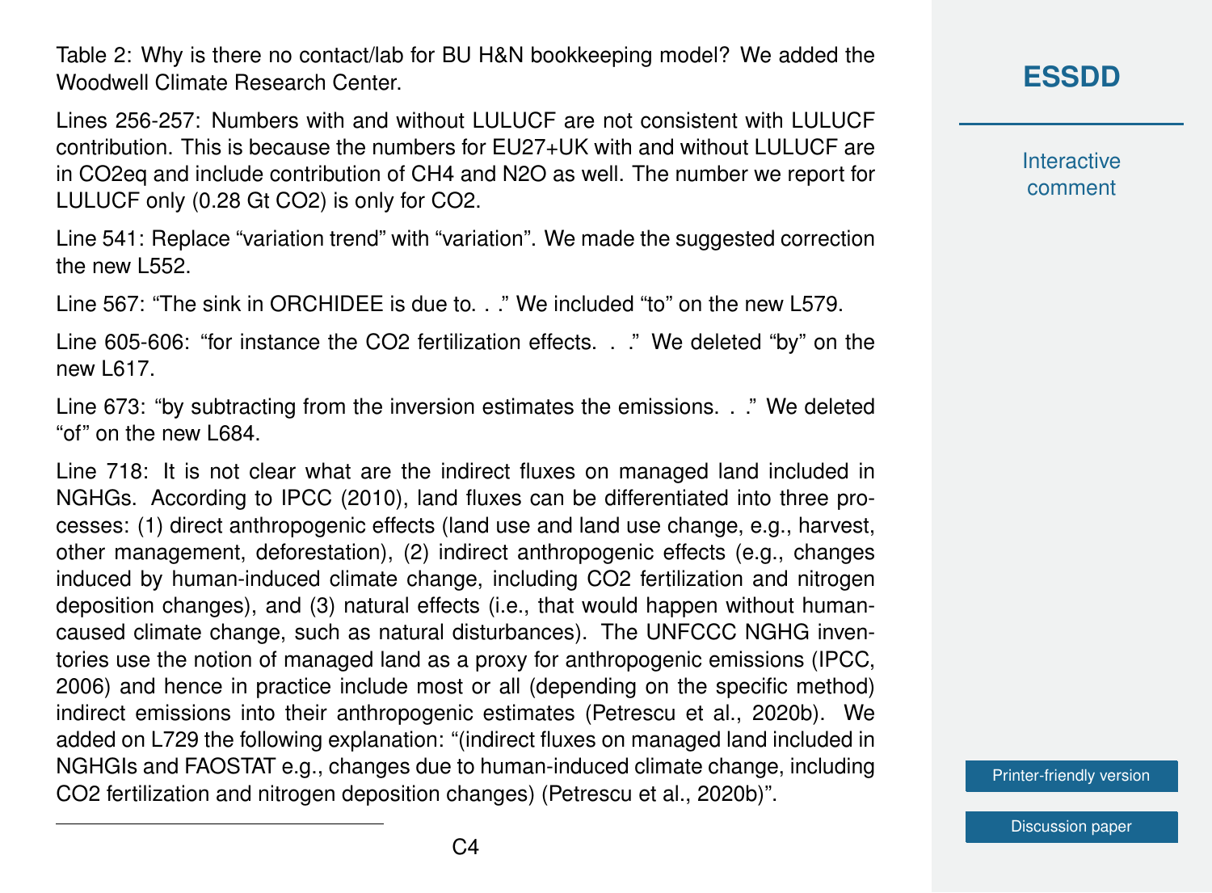Table 2: Why is there no contact/lab for BU H&N bookkeeping model? We added the Woodwell Climate Research Center.

Lines 256-257: Numbers with and without LULUCF are not consistent with LULUCF contribution. This is because the numbers for EU27+UK with and without LULUCF are in $CO_2$eq and include contribution of $CH_4$ and $N_2O$ as well. The number we report for LULUCF only (0.28 Gt $CO_2$) is only for $CO_2$.

Line 541: Replace "variation trend" with "variation". We made the suggested correction the new L552.

Line 567: "The sink in ORCHIDEE is due to. . ." We included "to" on the new L579.

Line 605-606: "for instance the $CO_2$ fertilization effects. . ." We deleted "by" on the new L617.

Line 673: "by subtracting from the inversion estimates the emissions. . ." We deleted "of" on the new L684.

Line 718: It is not clear what are the indirect fluxes on managed land included in NGHGs. According to IPCC (2010), land fluxes can be differentiated into three processes: (1) direct anthropogenic effects (land use and land use change, e.g., harvest, other management, deforestation), (2) indirect anthropogenic effects (e.g., changes induced by human-induced climate change, including $CO_2$ fertilization and nitrogen deposition changes), and (3) natural effects (i.e., that would happen without human-caused climate change, such as natural disturbances). The UNFCCC NGHG inventories use the notion of managed land as a proxy for anthropogenic emissions (IPCC, 2006) and hence in practice include most or all (depending on the specific method) indirect emissions into their anthropogenic estimates (Petrescu et al., 2020b). We added on L729 the following explanation: "(indirect fluxes on managed land included in NGHGIs and FAOSTAT e.g., changes due to human-induced climate change, including $CO_2$ fertilization and nitrogen deposition changes) (Petrescu et al., 2020b)".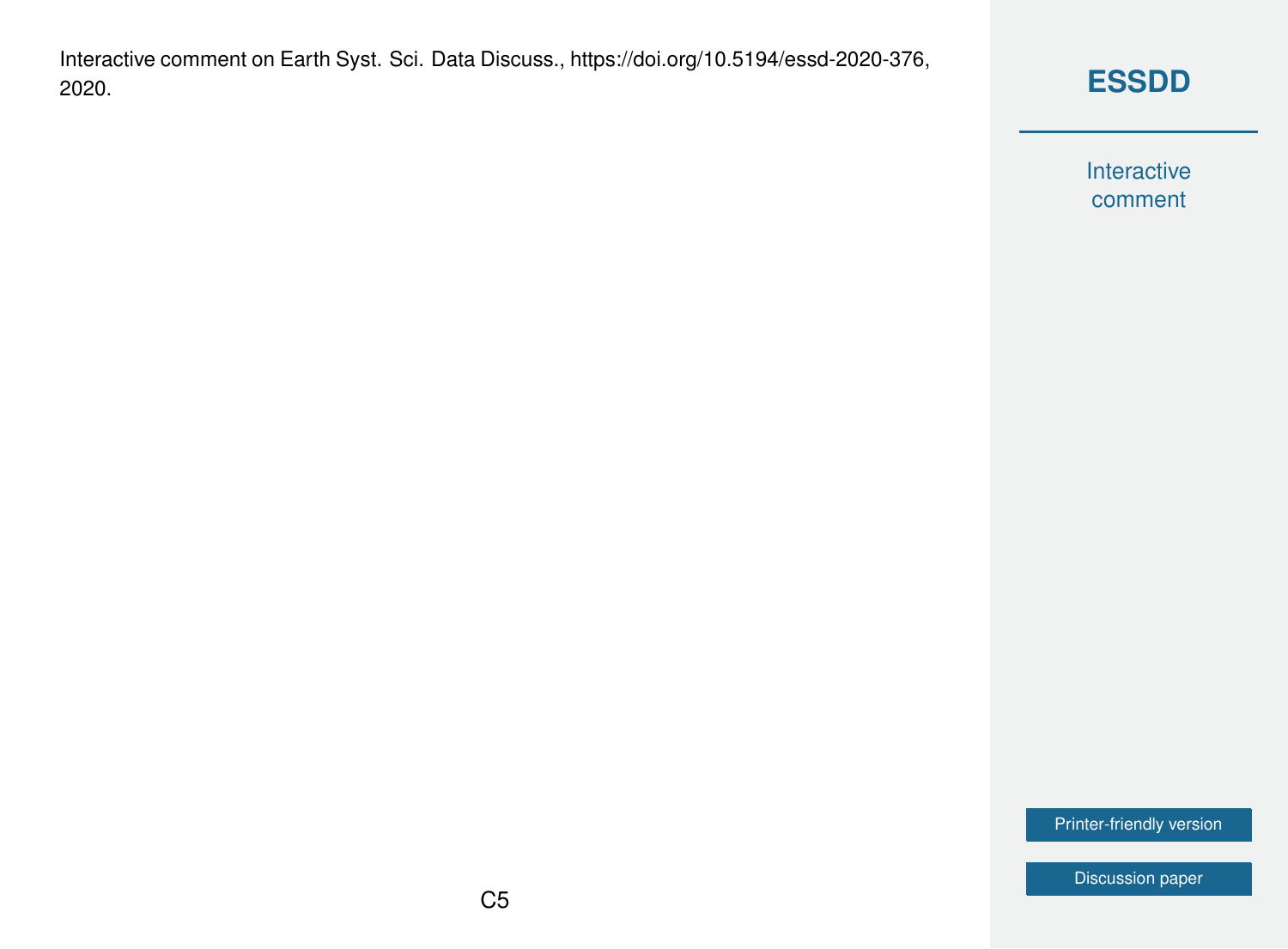Interactive comment on Earth Syst. Sci. Data Discuss., https://doi.org/10.5194/essd-2020-376, 2020.